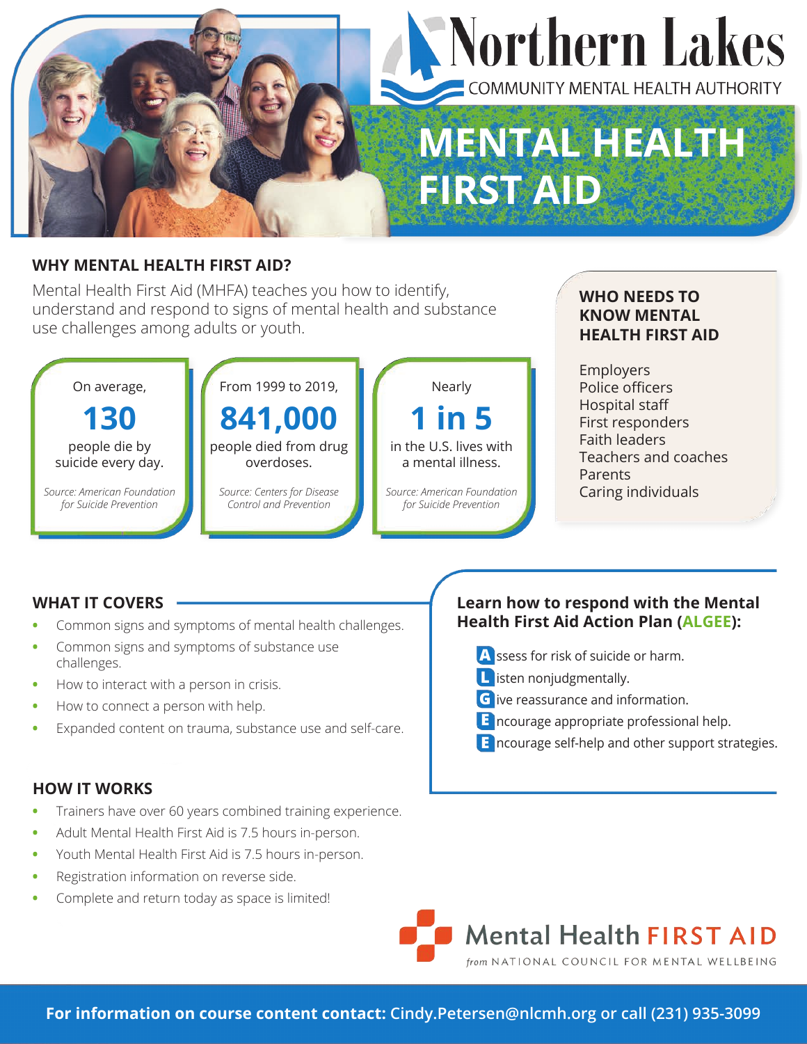# Northern Lakes

COMMUNITY MENTAL HEALTH AUTHORITY

# MENTAL HEALTH FIRST AID

## WHY MENTAL HEALTH FIRST AID?

Mental Health First Aid (MHFA) teaches you how to identify, understand and respond to signs of mental health and substance use challenges among adults or youth.

On average, **130** people die by suicide every day.

*Source: American Foundation for Suicide Prevention*

From 1999 to 2019, **841,000** people died from drug overdoses.

*Source: Centers for Disease Control and Prevention*

Nearly **1 in 5** in the U.S. lives with a mental illness.

*Source: American Foundation for Suicide Prevention*

### WHO NEEDS TO KNOW MENTAL HEALTH FIRST AID

Employers
Police officers
Hospital staff
First responders
Faith leaders
Teachers and coaches
Parents
Caring individuals

## WHAT IT COVERS

- Common signs and symptoms of mental health challenges.
- Common signs and symptoms of substance use challenges.
- How to interact with a person in crisis.
- How to connect a person with help.
- Expanded content on trauma, substance use and self-care.

### Learn how to respond with the Mental Health First Aid Action Plan (ALGEE):

- **A**ssess for risk of suicide or harm.
- **L**isten nonjudgmentally.
- **G**ive reassurance and information.
- **E**ncourage appropriate professional help.
- **E**ncourage self-help and other support strategies.

## HOW IT WORKS

- Trainers have over 60 years combined training experience.
- Adult Mental Health First Aid is 7.5 hours in-person.
- Youth Mental Health First Aid is 7.5 hours in-person.
- Registration information on reverse side.
- Complete and return today as space is limited!

Mental Health FIRST AID
*from* NATIONAL COUNCIL FOR MENTAL WELLBEING

**For information on course content contact:** Cindy.Petersen@nlcmh.org or call (231) 935-3099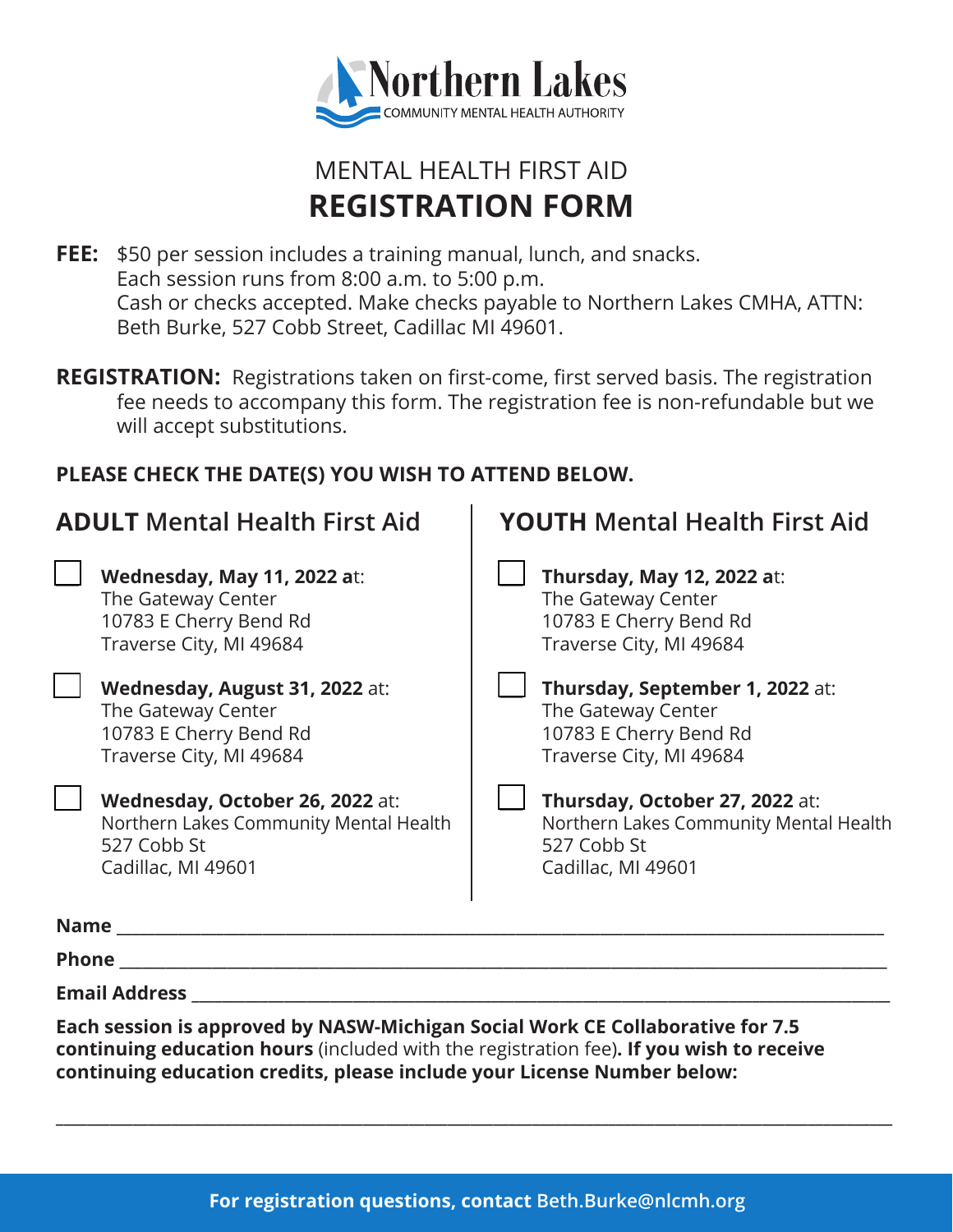Northern Lakes
COMMUNITY MENTAL HEALTH AUTHORITY

# MENTAL HEALTH FIRST AID
# REGISTRATION FORM

**FEE:** $50 per session includes a training manual, lunch, and snacks.
Each session runs from 8:00 a.m. to 5:00 p.m.
Cash or checks accepted. Make checks payable to Northern Lakes CMHA, ATTN: Beth Burke, 527 Cobb Street, Cadillac MI 49601.

**REGISTRATION:** Registrations taken on first-come, first served basis. The registration fee needs to accompany this form. The registration fee is non-refundable but we will accept substitutions.

**PLEASE CHECK THE DATE(S) YOU WISH TO ATTEND BELOW.**

## **ADULT** Mental Health First Aid

☐ **Wednesday, May 11, 2022 a**t:
The Gateway Center
10783 E Cherry Bend Rd
Traverse City, MI 49684

☐ **Wednesday, August 31, 2022** at:
The Gateway Center
10783 E Cherry Bend Rd
Traverse City, MI 49684

☐ **Wednesday, October 26, 2022** at:
Northern Lakes Community Mental Health
527 Cobb St
Cadillac, MI 49601

## **YOUTH** Mental Health First Aid

☐ **Thursday, May 12, 2022 a**t:
The Gateway Center
10783 E Cherry Bend Rd
Traverse City, MI 49684

☐ **Thursday, September 1, 2022** at:
The Gateway Center
10783 E Cherry Bend Rd
Traverse City, MI 49684

☐ **Thursday, October 27, 2022** at:
Northern Lakes Community Mental Health
527 Cobb St
Cadillac, MI 49601

**Name** ______________________________________________

**Phone** ______________________________________________

**Email Address** ______________________________________

**Each session is approved by NASW-Michigan Social Work CE Collaborative for 7.5 continuing education hours** (included with the registration fee)**. If you wish to receive continuing education credits, please include your License Number below:**

______________________________________________________

**For registration questions, contact** Beth.Burke@nlcmh.org